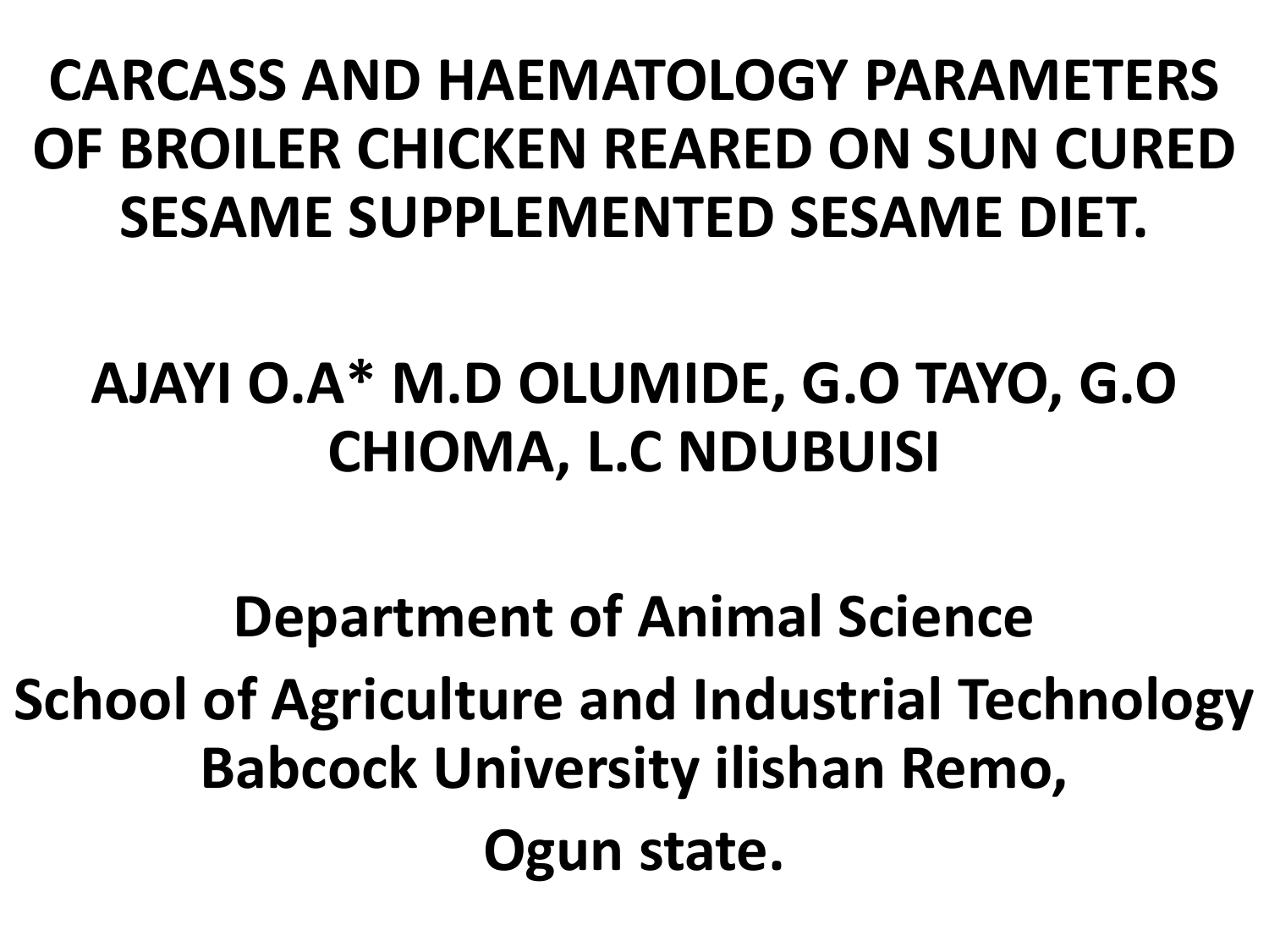# CARCASS AND HAEMATOLOGY PARAMETERS OF BROILER CHICKEN REARED ON SUN CURED SESAME SUPPLEMENTED SESAME DIET.

**AJAYI O.A* M.D OLUMIDE, G.O TAYO, G.O CHIOMA, L.C NDUBUISI**

**Department of Animal Science**

**School of Agriculture and Industrial Technology Babcock University ilishan Remo,**

**Ogun state.**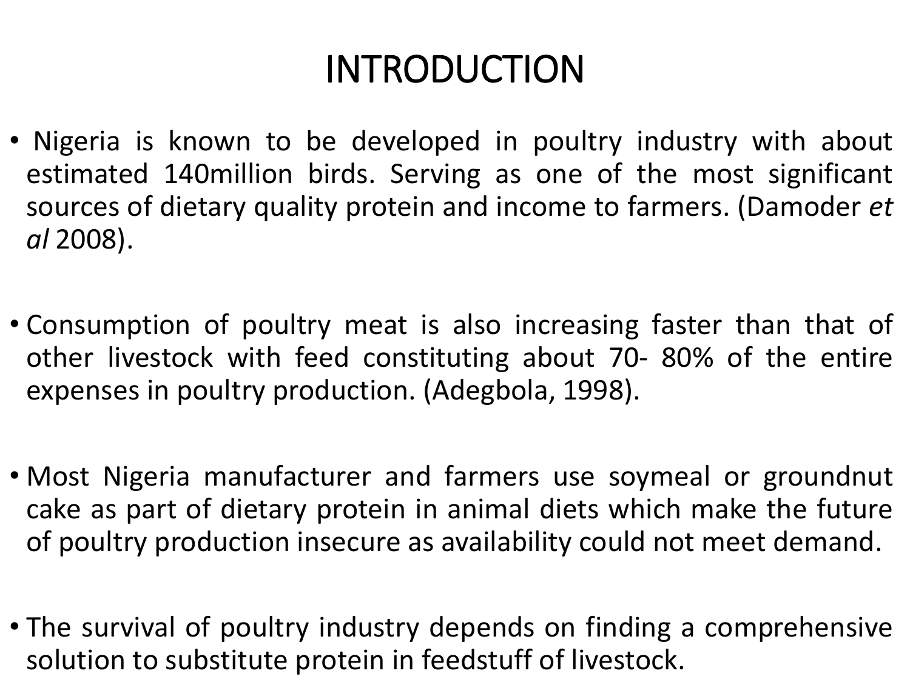# INTRODUCTION

- Nigeria is known to be developed in poultry industry with about estimated 140million birds. Serving as one of the most significant sources of dietary quality protein and income to farmers. (Damoder *et al* 2008).

- Consumption of poultry meat is also increasing faster than that of other livestock with feed constituting about 70- 80% of the entire expenses in poultry production. (Adegbola, 1998).

- Most Nigeria manufacturer and farmers use soymeal or groundnut cake as part of dietary protein in animal diets which make the future of poultry production insecure as availability could not meet demand.

- The survival of poultry industry depends on finding a comprehensive solution to substitute protein in feedstuff of livestock.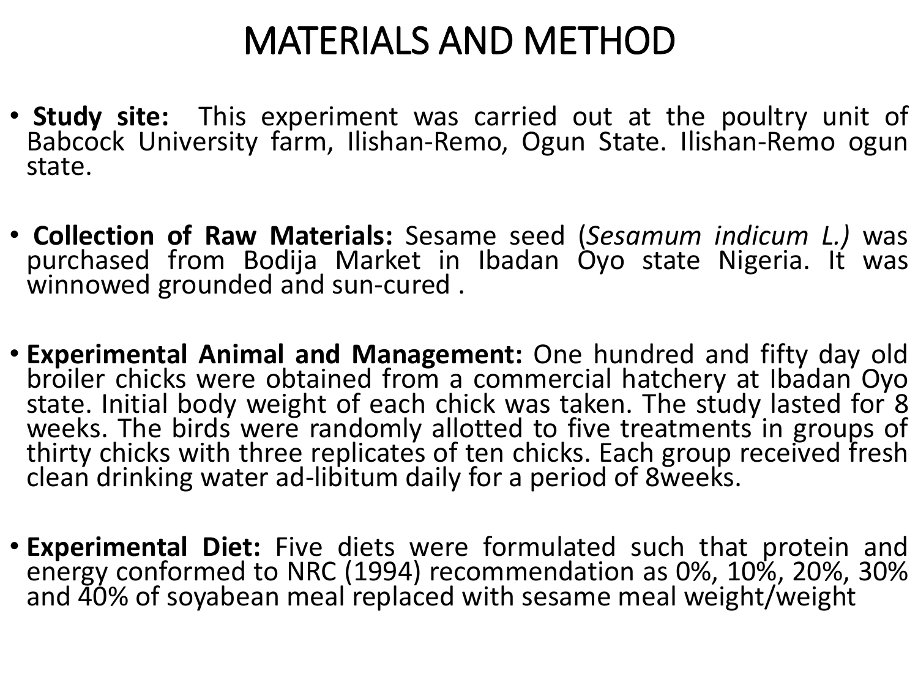# MATERIALS AND METHOD

- **Study site:** This experiment was carried out at the poultry unit of Babcock University farm, Ilishan-Remo, Ogun State. Ilishan-Remo ogun state.

- **Collection of Raw Materials:** Sesame seed (*Sesamum indicum L.)* was purchased from Bodija Market in Ibadan Oyo state Nigeria. It was winnowed grounded and sun-cured .

- **Experimental Animal and Management:** One hundred and fifty day old broiler chicks were obtained from a commercial hatchery at Ibadan Oyo state. Initial body weight of each chick was taken. The study lasted for 8 weeks. The birds were randomly allotted to five treatments in groups of thirty chicks with three replicates of ten chicks. Each group received fresh clean drinking water ad-libitum daily for a period of 8weeks.

- **Experimental Diet:** Five diets were formulated such that protein and energy conformed to NRC (1994) recommendation as 0%, 10%, 20%, 30% and 40% of soyabean meal replaced with sesame meal weight/weight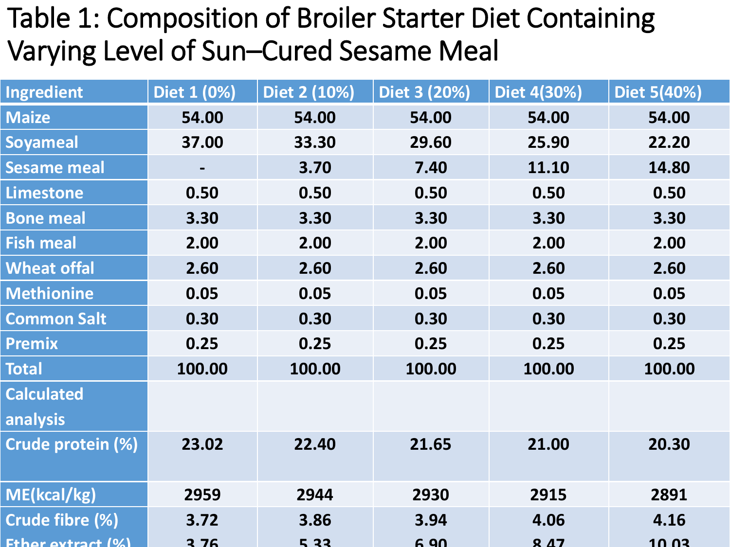# Table 1: Composition of Broiler Starter Diet Containing Varying Level of Sun–Cured Sesame Meal

| Ingredient | Diet 1 (0%) | Diet 2 (10%) | Diet 3 (20%) | Diet 4(30%) | Diet 5(40%) |
|---|---|---|---|---|---|
| Maize | 54.00 | 54.00 | 54.00 | 54.00 | 54.00 |
| Soyameal | 37.00 | 33.30 | 29.60 | 25.90 | 22.20 |
| Sesame meal | - | 3.70 | 7.40 | 11.10 | 14.80 |
| Limestone | 0.50 | 0.50 | 0.50 | 0.50 | 0.50 |
| Bone meal | 3.30 | 3.30 | 3.30 | 3.30 | 3.30 |
| Fish meal | 2.00 | 2.00 | 2.00 | 2.00 | 2.00 |
| Wheat offal | 2.60 | 2.60 | 2.60 | 2.60 | 2.60 |
| Methionine | 0.05 | 0.05 | 0.05 | 0.05 | 0.05 |
| Common Salt | 0.30 | 0.30 | 0.30 | 0.30 | 0.30 |
| Premix | 0.25 | 0.25 | 0.25 | 0.25 | 0.25 |
| Total | 100.00 | 100.00 | 100.00 | 100.00 | 100.00 |
| Calculated analysis | | | | | |
| Crude protein (%) | 23.02 | 22.40 | 21.65 | 21.00 | 20.30 |
| ME(kcal/kg) | 2959 | 2944 | 2930 | 2915 | 2891 |
| Crude fibre (%) | 3.72 | 3.86 | 3.94 | 4.06 | 4.16 |
| Ether extract (%) | 3.76 | 5.33 | 6.90 | 8.47 | 10.03 |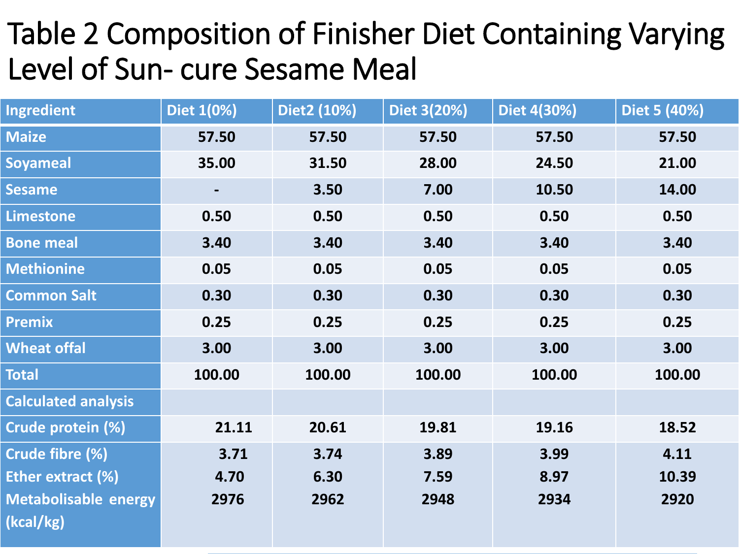# Table 2 Composition of Finisher Diet Containing Varying Level of Sun- cure Sesame Meal

| Ingredient | Diet 1(0%) | Diet2 (10%) | Diet 3(20%) | Diet 4(30%) | Diet 5 (40%) |
|---|---|---|---|---|---|
| Maize | 57.50 | 57.50 | 57.50 | 57.50 | 57.50 |
| Soyameal | 35.00 | 31.50 | 28.00 | 24.50 | 21.00 |
| Sesame | - | 3.50 | 7.00 | 10.50 | 14.00 |
| Limestone | 0.50 | 0.50 | 0.50 | 0.50 | 0.50 |
| Bone meal | 3.40 | 3.40 | 3.40 | 3.40 | 3.40 |
| Methionine | 0.05 | 0.05 | 0.05 | 0.05 | 0.05 |
| Common Salt | 0.30 | 0.30 | 0.30 | 0.30 | 0.30 |
| Premix | 0.25 | 0.25 | 0.25 | 0.25 | 0.25 |
| Wheat offal | 3.00 | 3.00 | 3.00 | 3.00 | 3.00 |
| Total | 100.00 | 100.00 | 100.00 | 100.00 | 100.00 |
| Calculated analysis | | | | | |
| Crude protein (%) | 21.11 | 20.61 | 19.81 | 19.16 | 18.52 |
| Crude fibre (%) | 3.71 | 3.74 | 3.89 | 3.99 | 4.11 |
| Ether extract (%) | 4.70 | 6.30 | 7.59 | 8.97 | 10.39 |
| Metabolisable energy (kcal/kg) | 2976 | 2962 | 2948 | 2934 | 2920 |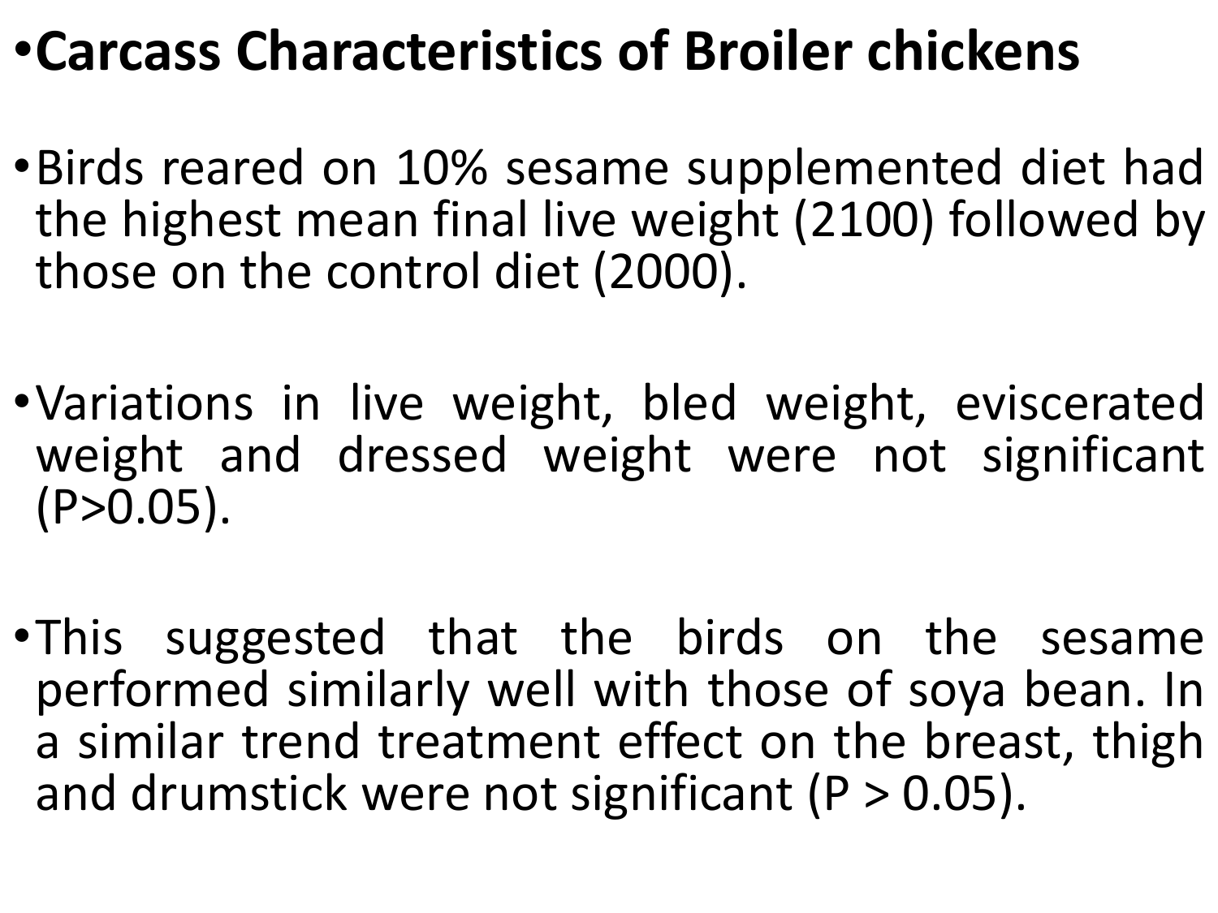- **Carcass Characteristics of Broiler chickens**

- Birds reared on 10% sesame supplemented diet had the highest mean final live weight (2100) followed by those on the control diet (2000).

- Variations in live weight, bled weight, eviscerated weight and dressed weight were not significant ($P>0.05$).

- This suggested that the birds on the sesame performed similarly well with those of soya bean. In a similar trend treatment effect on the breast, thigh and drumstick were not significant ($P > 0.05$).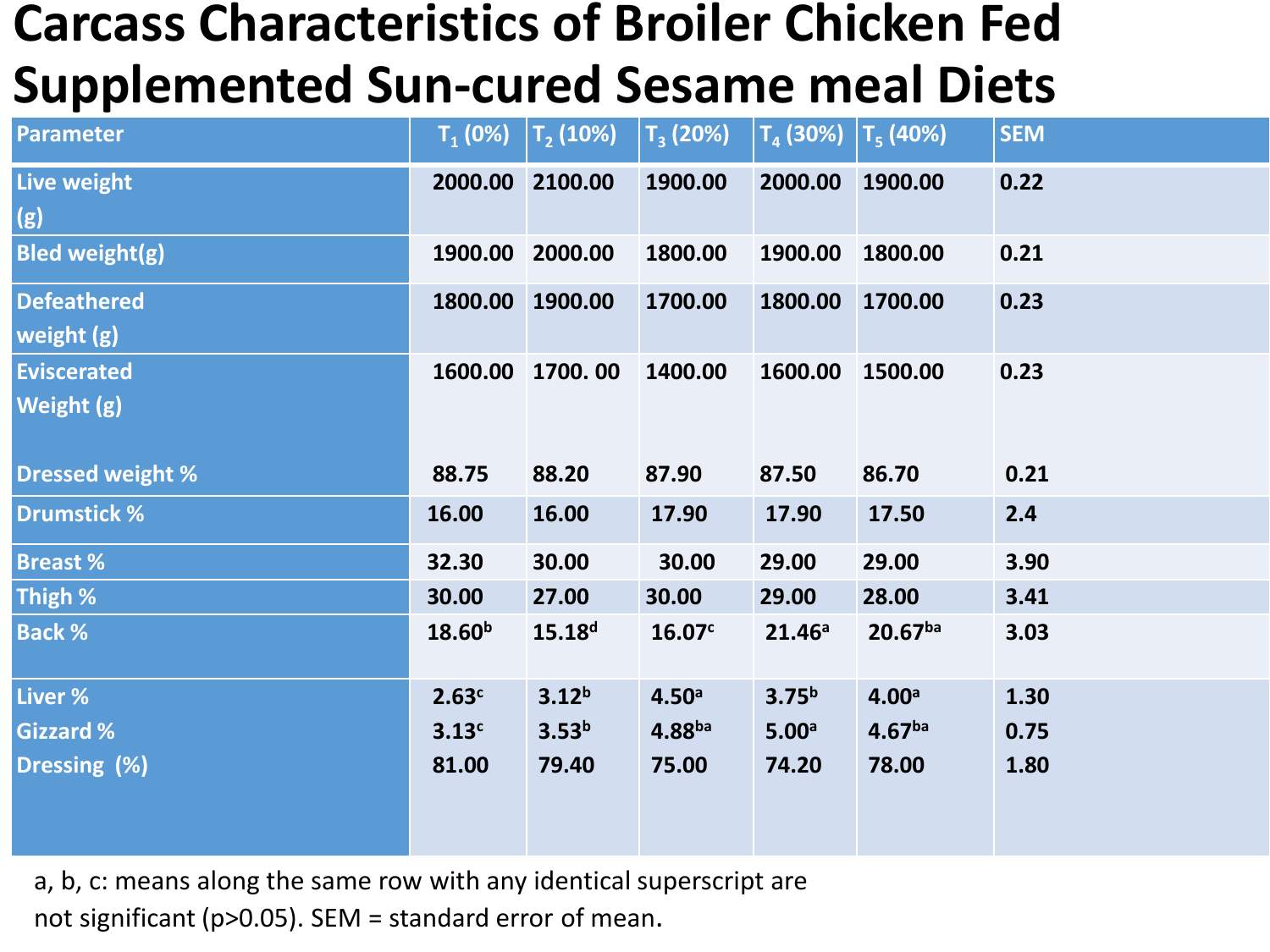# Carcass Characteristics of Broiler Chicken Fed Supplemented Sun-cured Sesame meal Diets

| Parameter | $T_1$ (0%) | $T_2$ (10%) | $T_3$ (20%) | $T_4$ (30%) | $T_5$ (40%) | SEM |
|---|---|---|---|---|---|---|
| Live weight (g) | 2000.00 | 2100.00 | 1900.00 | 2000.00 | 1900.00 | 0.22 |
| Bled weight(g) | 1900.00 | 2000.00 | 1800.00 | 1900.00 | 1800.00 | 0.21 |
| Defeathered weight (g) | 1800.00 | 1900.00 | 1700.00 | 1800.00 | 1700.00 | 0.23 |
| Eviscerated Weight (g) | 1600.00 | 1700. 00 | 1400.00 | 1600.00 | 1500.00 | 0.23 |
| Dressed weight % | 88.75 | 88.20 | 87.90 | 87.50 | 86.70 | 0.21 |
| Drumstick % | 16.00 | 16.00 | 17.90 | 17.90 | 17.50 | 2.4 |
| Breast % | 32.30 | 30.00 | 30.00 | 29.00 | 29.00 | 3.90 |
| Thigh % | 30.00 | 27.00 | 30.00 | 29.00 | 28.00 | 3.41 |
| Back % | $18.60^{b}$ | $15.18^{d}$ | $16.07^{c}$ | $21.46^{a}$ | $20.67^{ba}$ | 3.03 |
| Liver % | $2.63^{c}$ | $3.12^{b}$ | $4.50^{a}$ | $3.75^{b}$ | $4.00^{a}$ | 1.30 |
| Gizzard % | $3.13^{c}$ | $3.53^{b}$ | $4.88^{ba}$ | $5.00^{a}$ | $4.67^{ba}$ | 0.75 |
| Dressing (%) | 81.00 | 79.40 | 75.00 | 74.20 | 78.00 | 1.80 |

a, b, c: means along the same row with any identical superscript are not significant ($p>0.05$). SEM = standard error of mean.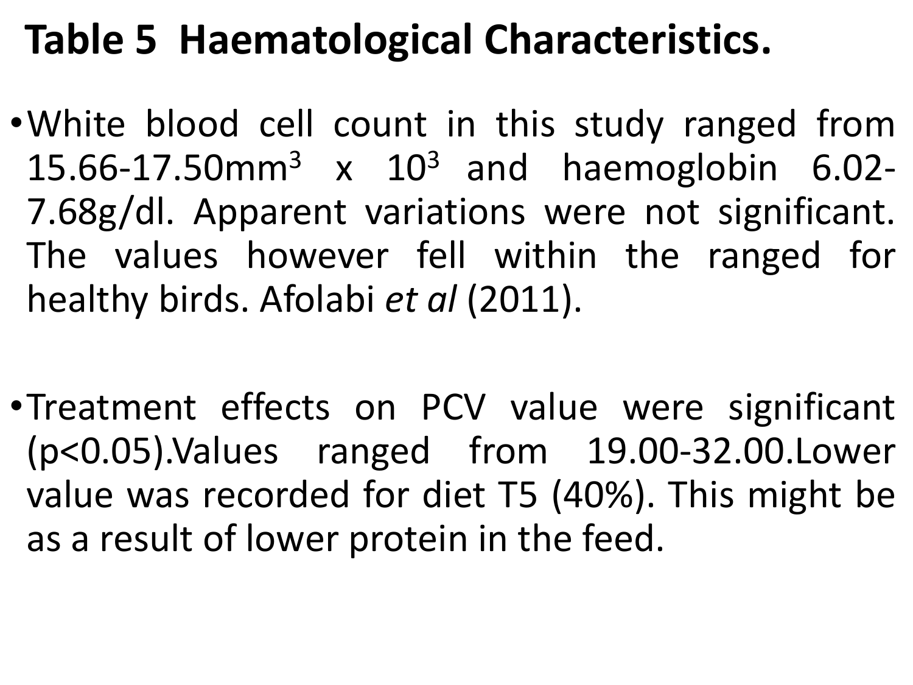# Table 5 Haematological Characteristics.

- White blood cell count in this study ranged from 15.66-17.50mm$^3$ x 10$^3$ and haemoglobin 6.02-7.68g/dl. Apparent variations were not significant. The values however fell within the ranged for healthy birds. Afolabi *et al* (2011).

- Treatment effects on PCV value were significant ($p<0.05$).Values ranged from 19.00-32.00.Lower value was recorded for diet T5 (40%). This might be as a result of lower protein in the feed.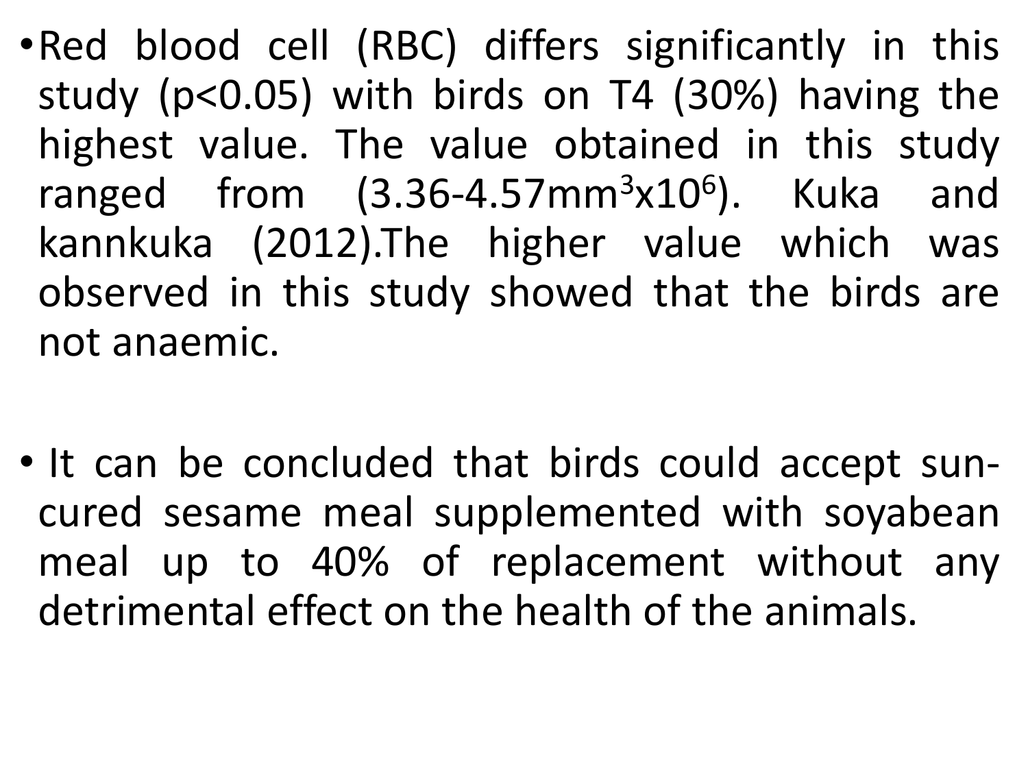- Red blood cell (RBC) differs significantly in this study ($p<0.05$) with birds on T4 (30%) having the highest value. The value obtained in this study ranged from ($3.36$-$4.57 mm^3 x 10^6$). Kuka and kannkuka (2012).The higher value which was observed in this study showed that the birds are not anaemic.

- It can be concluded that birds could accept sun-cured sesame meal supplemented with soyabean meal up to 40% of replacement without any detrimental effect on the health of the animals.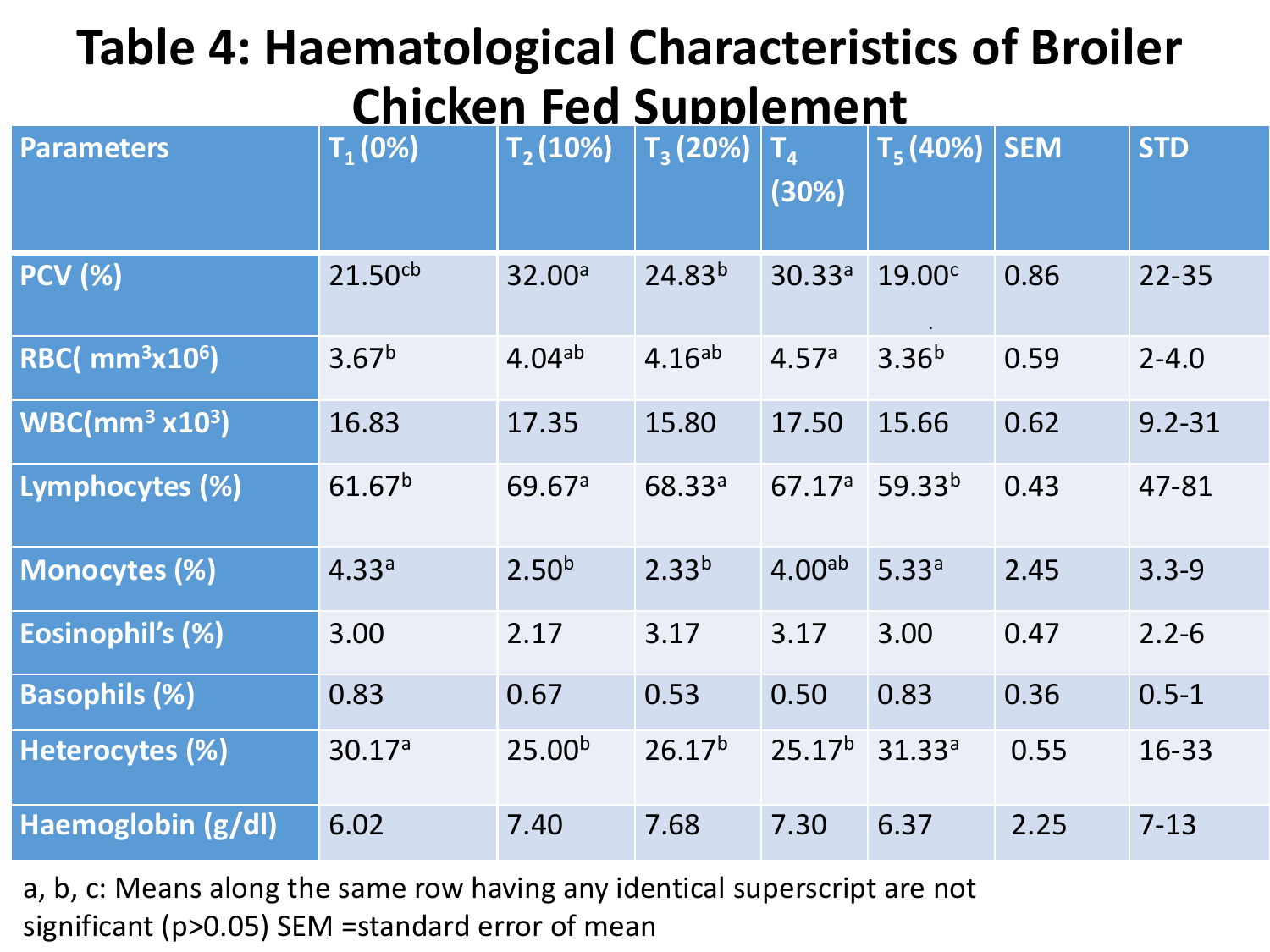# Table 4: Haematological Characteristics of Broiler Chicken Fed Supplement

| Parameters | $T_1$ (0%) | $T_2$ (10%) | $T_3$ (20%) | $T_4$ (30%) | $T_5$ (40%) | SEM | STD |
|---|---|---|---|---|---|---|---|
| PCV (%) | $21.50^{cb}$ | $32.00^{a}$ | $24.83^{b}$ | $30.33^{a}$ | $19.00^{c}$ | 0.86 | 22-35 |
| RBC( $mm^3 x10^6$) | $3.67^{b}$ | $4.04^{ab}$ | $4.16^{ab}$ | $4.57^{a}$ | $3.36^{b}$ | 0.59 | 2-4.0 |
| WBC($mm^3$ $x10^3$) | 16.83 | 17.35 | 15.80 | 17.50 | 15.66 | 0.62 | 9.2-31 |
| Lymphocytes (%) | $61.67^{b}$ | $69.67^{a}$ | $68.33^{a}$ | $67.17^{a}$ | $59.33^{b}$ | 0.43 | 47-81 |
| Monocytes (%) | $4.33^{a}$ | $2.50^{b}$ | $2.33^{b}$ | $4.00^{ab}$ | $5.33^{a}$ | 2.45 | 3.3-9 |
| Eosinophil's (%) | 3.00 | 2.17 | 3.17 | 3.17 | 3.00 | 0.47 | 2.2-6 |
| Basophils (%) | 0.83 | 0.67 | 0.53 | 0.50 | 0.83 | 0.36 | 0.5-1 |
| Heterocytes (%) | $30.17^{a}$ | $25.00^{b}$ | $26.17^{b}$ | $25.17^{b}$ | $31.33^{a}$ | 0.55 | 16-33 |
| Haemoglobin (g/dl) | 6.02 | 7.40 | 7.68 | 7.30 | 6.37 | 2.25 | 7-13 |

a, b, c: Means along the same row having any identical superscript are not significant ($p>0.05$) SEM =standard error of mean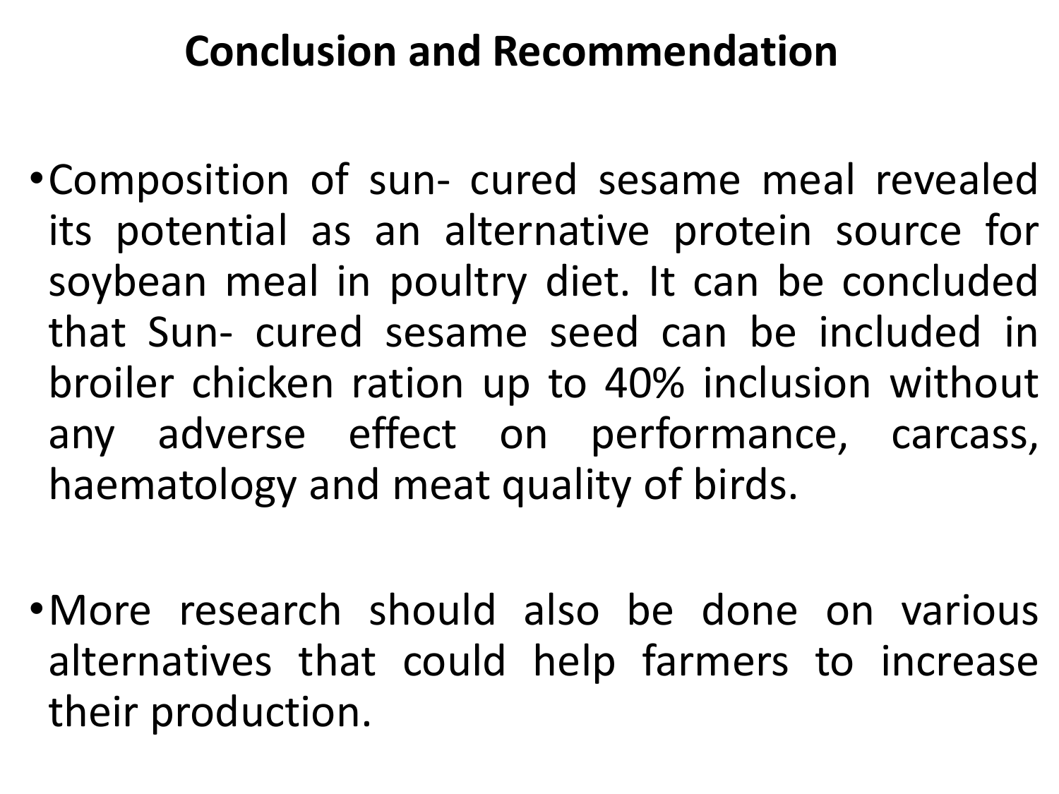# Conclusion and Recommendation

- Composition of sun- cured sesame meal revealed its potential as an alternative protein source for soybean meal in poultry diet. It can be concluded that Sun- cured sesame seed can be included in broiler chicken ration up to 40% inclusion without any adverse effect on performance, carcass, haematology and meat quality of birds.

- More research should also be done on various alternatives that could help farmers to increase their production.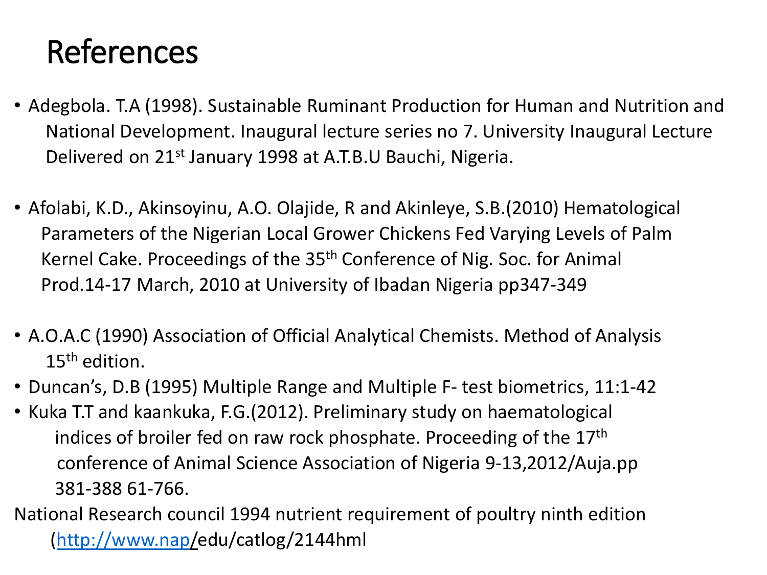# References

- Adegbola. T.A (1998). Sustainable Ruminant Production for Human and Nutrition and National Development. Inaugural lecture series no 7. University Inaugural Lecture Delivered on 21st January 1998 at A.T.B.U Bauchi, Nigeria.

- Afolabi, K.D., Akinsoyinu, A.O. Olajide, R and Akinleye, S.B.(2010) Hematological Parameters of the Nigerian Local Grower Chickens Fed Varying Levels of Palm Kernel Cake. Proceedings of the 35th Conference of Nig. Soc. for Animal Prod.14-17 March, 2010 at University of Ibadan Nigeria pp347-349

- A.O.A.C (1990) Association of Official Analytical Chemists. Method of Analysis 15th edition.
- Duncan's, D.B (1995) Multiple Range and Multiple F- test biometrics, 11:1-42
- Kuka T.T and kaankuka, F.G.(2012). Preliminary study on haematological indices of broiler fed on raw rock phosphate. Proceeding of the 17th conference of Animal Science Association of Nigeria 9-13,2012/Auja.pp 381-388 61-766.

National Research council 1994 nutrient requirement of poultry ninth edition (http://www.nap/edu/catlog/2144hml